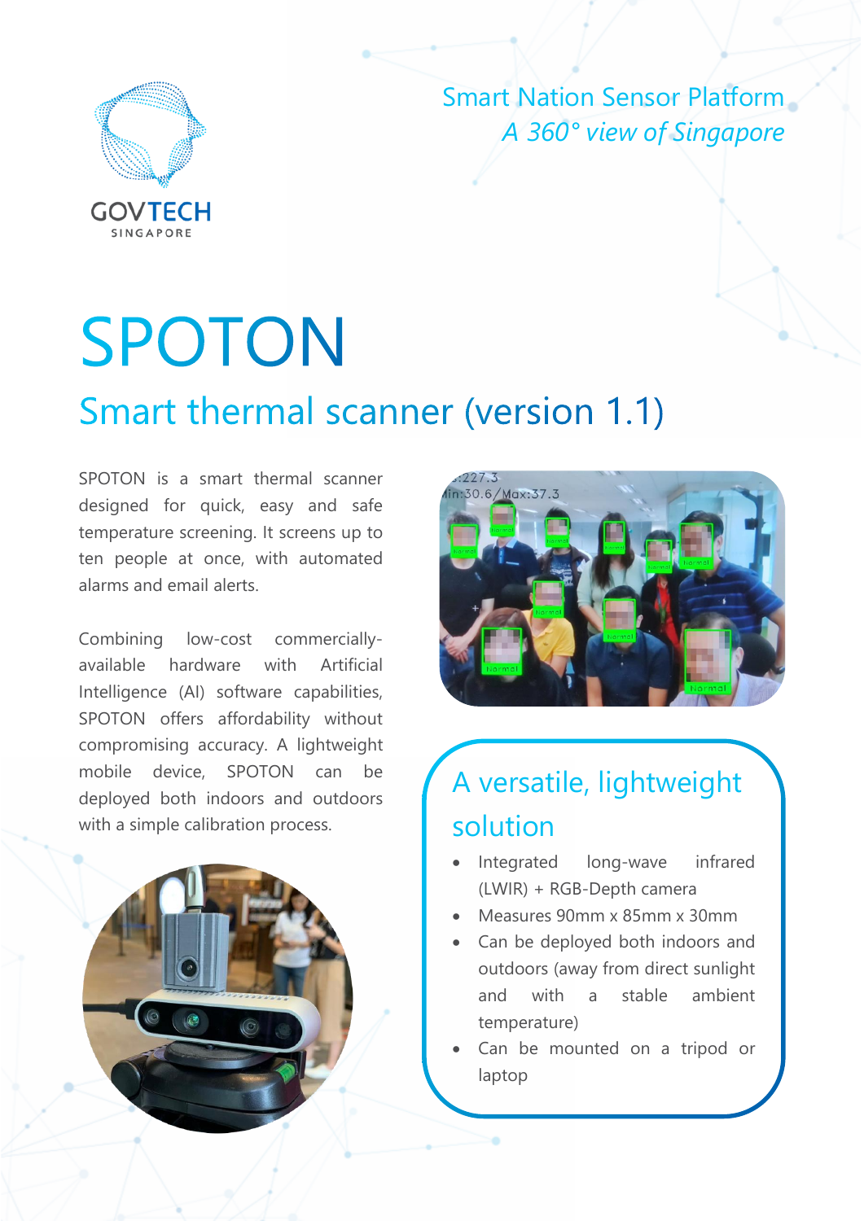GOVTECH
SINGAPORE

Smart Nation Sensor Platform
*A 360° view of Singapore*

# SPOTON

## Smart thermal scanner (version 1.1)

SPOTON is a smart thermal scanner designed for quick, easy and safe temperature screening. It screens up to ten people at once, with automated alarms and email alerts.

Combining low-cost commercially-available hardware with Artificial Intelligence (AI) software capabilities, SPOTON offers affordability without compromising accuracy. A lightweight mobile device, SPOTON can be deployed both indoors and outdoors with a simple calibration process.

### A versatile, lightweight solution

- Integrated long-wave infrared (LWIR) + RGB-Depth camera
- Measures 90mm x 85mm x 30mm
- Can be deployed both indoors and outdoors (away from direct sunlight and with a stable ambient temperature)
- Can be mounted on a tripod or laptop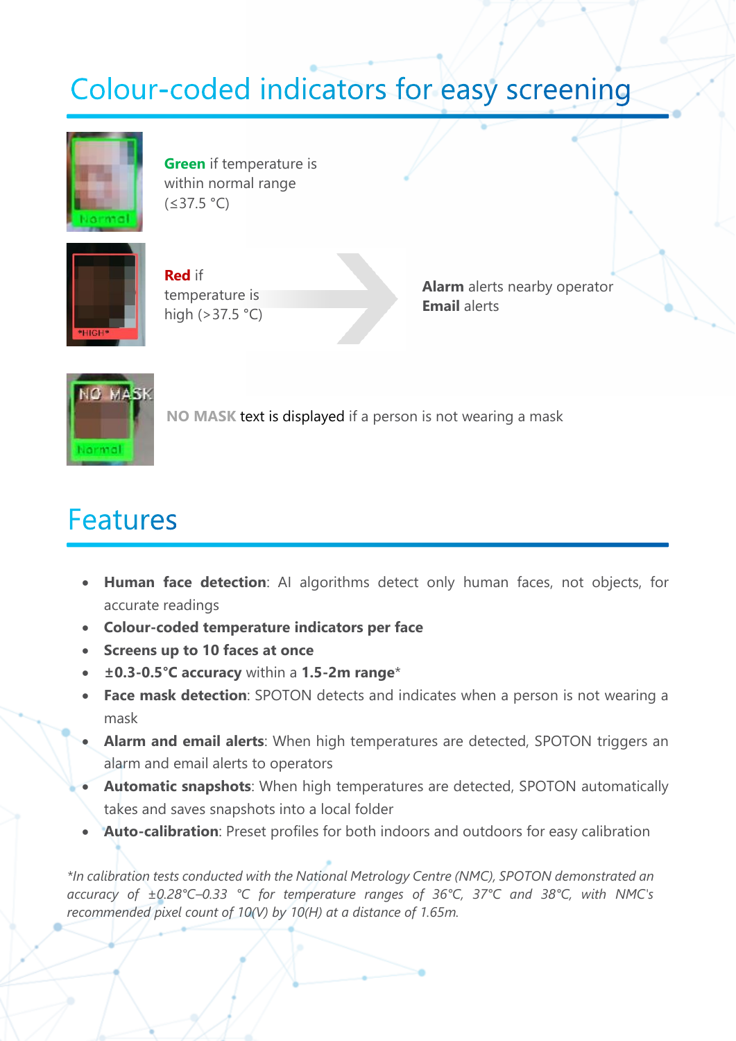## Colour-coded indicators for easy screening

**Green** if temperature is within normal range (≤37.5 °C)

**Red** if temperature is high (>37.5 °C)

**Alarm** alerts nearby operator
**Email** alerts

**NO MASK** text is displayed if a person is not wearing a mask

## Features

- **Human face detection**: AI algorithms detect only human faces, not objects, for accurate readings
- **Colour-coded temperature indicators per face**
- **Screens up to 10 faces at once**
- **±0.3-0.5°C accuracy** within a **1.5-2m range***
- **Face mask detection**: SPOTON detects and indicates when a person is not wearing a mask
- **Alarm and email alerts**: When high temperatures are detected, SPOTON triggers an alarm and email alerts to operators
- **Automatic snapshots**: When high temperatures are detected, SPOTON automatically takes and saves snapshots into a local folder
- **Auto-calibration**: Preset profiles for both indoors and outdoors for easy calibration

*\*In calibration tests conducted with the National Metrology Centre (NMC), SPOTON demonstrated an accuracy of ±0.28°C–0.33 °C for temperature ranges of 36°C, 37°C and 38°C, with NMC's recommended pixel count of 10(V) by 10(H) at a distance of 1.65m.*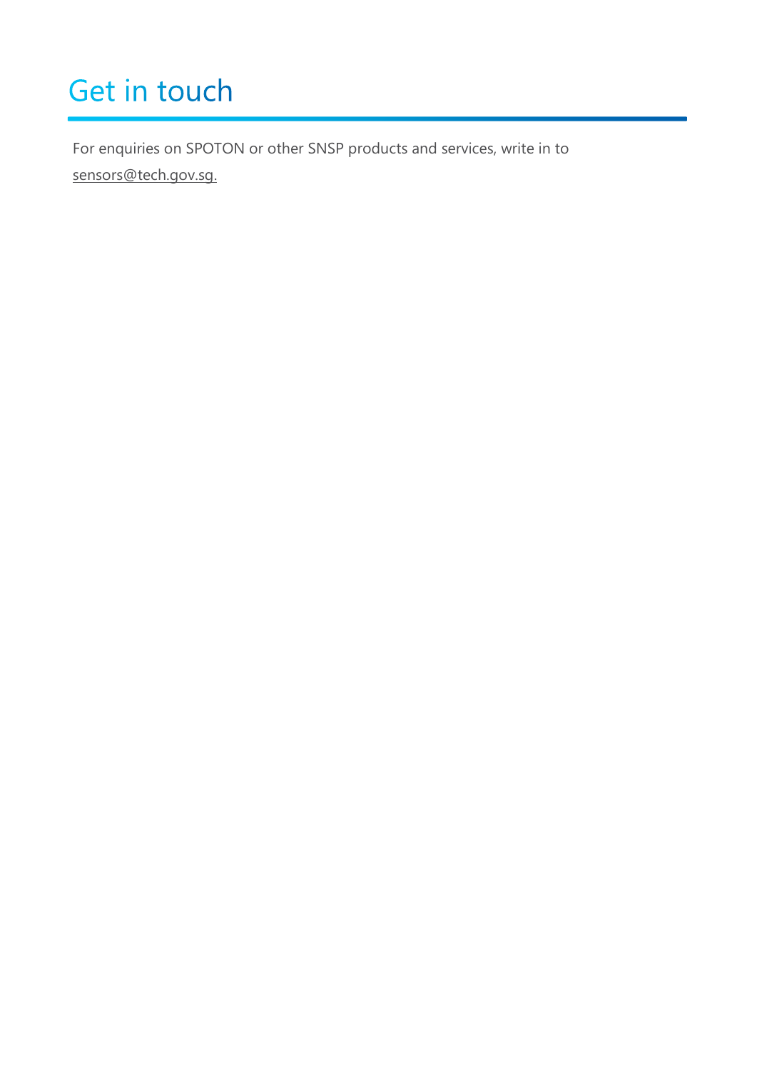# Get in touch

For enquiries on SPOTON or other SNSP products and services, write in to sensors@tech.gov.sg.